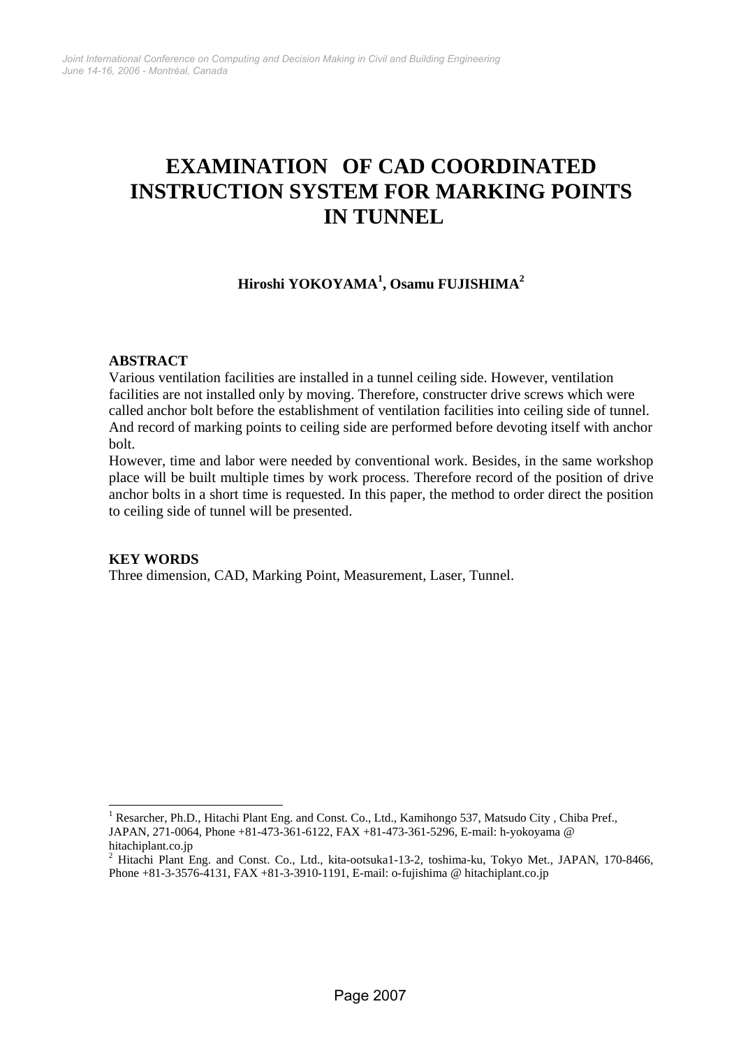# EXAMINATION OF CAD COORDINATED INSTRUCTION SYSTEM FOR MARKING POINTS IN TUNNEL

**Hiroshi YOKOYAMA[1], Osamu FUJISHIMA[2]**

## ABSTRACT

Various ventilation facilities are installed in a tunnel ceiling side. However, ventilation facilities are not installed only by moving. Therefore, constructer drive screws which were called anchor bolt before the establishment of ventilation facilities into ceiling side of tunnel. And record of marking points to ceiling side are performed before devoting itself with anchor bolt.

However, time and labor were needed by conventional work. Besides, in the same workshop place will be built multiple times by work process. Therefore record of the position of drive anchor bolts in a short time is requested. In this paper, the method to order direct the position to ceiling side of tunnel will be presented.

## KEY WORDS

Three dimension, CAD, Marking Point, Measurement, Laser, Tunnel.

---

[1] Resarcher, Ph.D., Hitachi Plant Eng. and Const. Co., Ltd., Kamihongo 537, Matsudo City , Chiba Pref., JAPAN, 271-0064, Phone +81-473-361-6122, FAX +81-473-361-5296, E-mail: h-yokoyama @ hitachiplant.co.jp

[2] Hitachi Plant Eng. and Const. Co., Ltd., kita-ootsuka1-13-2, toshima-ku, Tokyo Met., JAPAN, 170-8466, Phone +81-3-3576-4131, FAX +81-3-3910-1191, E-mail: o-fujishima @ hitachiplant.co.jp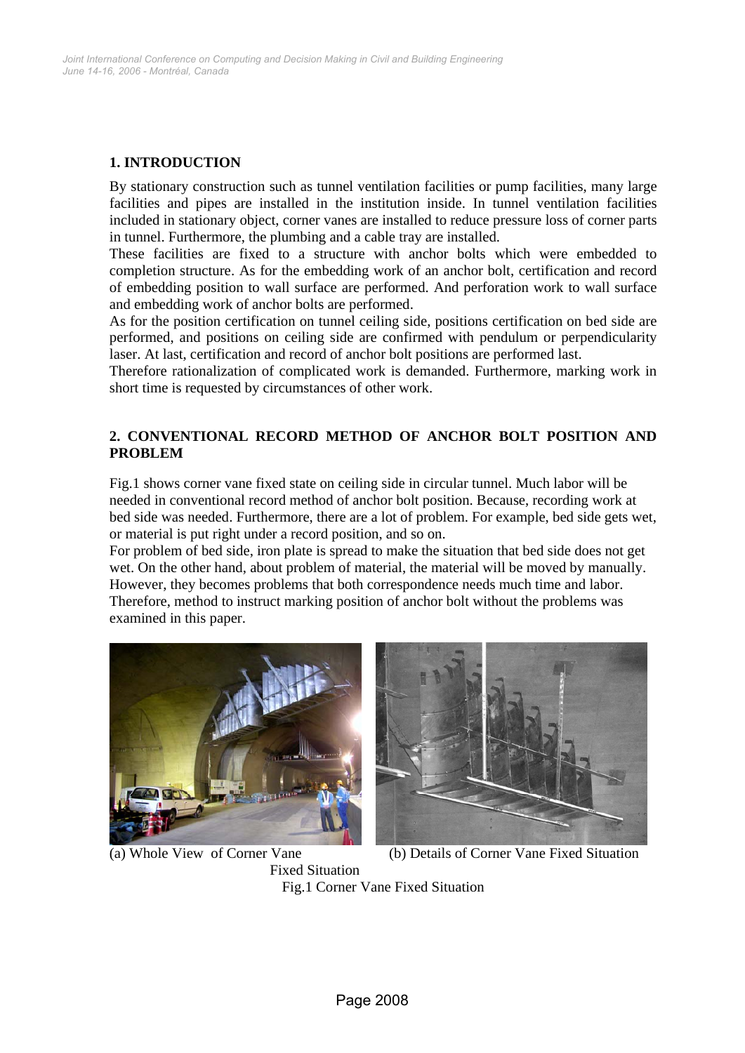## 1. INTRODUCTION

By stationary construction such as tunnel ventilation facilities or pump facilities, many large facilities and pipes are installed in the institution inside. In tunnel ventilation facilities included in stationary object, corner vanes are installed to reduce pressure loss of corner parts in tunnel. Furthermore, the plumbing and a cable tray are installed.

These facilities are fixed to a structure with anchor bolts which were embedded to completion structure. As for the embedding work of an anchor bolt, certification and record of embedding position to wall surface are performed. And perforation work to wall surface and embedding work of anchor bolts are performed.

As for the position certification on tunnel ceiling side, positions certification on bed side are performed, and positions on ceiling side are confirmed with pendulum or perpendicularity laser. At last, certification and record of anchor bolt positions are performed last.

Therefore rationalization of complicated work is demanded. Furthermore, marking work in short time is requested by circumstances of other work.

## 2. CONVENTIONAL RECORD METHOD OF ANCHOR BOLT POSITION AND PROBLEM

Fig.1 shows corner vane fixed state on ceiling side in circular tunnel. Much labor will be needed in conventional record method of anchor bolt position. Because, recording work at bed side was needed. Furthermore, there are a lot of problem. For example, bed side gets wet, or material is put right under a record position, and so on.

For problem of bed side, iron plate is spread to make the situation that bed side does not get wet. On the other hand, about problem of material, the material will be moved by manually. However, they becomes problems that both correspondence needs much time and labor. Therefore, method to instruct marking position of anchor bolt without the problems was examined in this paper.

(a) Whole View of Corner Vane Fixed Situation (b) Details of Corner Vane Fixed Situation

Fig.1 Corner Vane Fixed Situation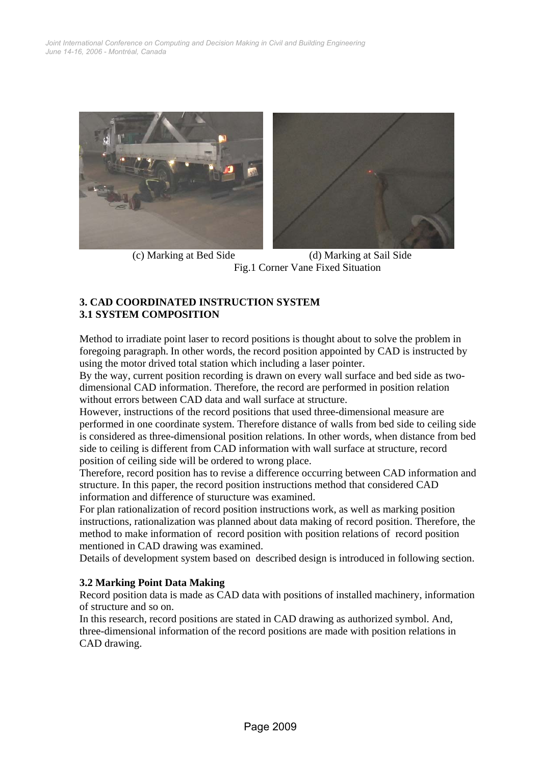(c) Marking at Bed Side (d) Marking at Sail Side

Fig.1 Corner Vane Fixed Situation

## 3. CAD COORDINATED INSTRUCTION SYSTEM

### 3.1 SYSTEM COMPOSITION

Method to irradiate point laser to record positions is thought about to solve the problem in foregoing paragraph. In other words, the record position appointed by CAD is instructed by using the motor drived total station which including a laser pointer.

By the way, current position recording is drawn on every wall surface and bed side as two-dimensional CAD information. Therefore, the record are performed in position relation without errors between CAD data and wall surface at structure.

However, instructions of the record positions that used three-dimensional measure are performed in one coordinate system. Therefore distance of walls from bed side to ceiling side is considered as three-dimensional position relations. In other words, when distance from bed side to ceiling is different from CAD information with wall surface at structure, record position of ceiling side will be ordered to wrong place.

Therefore, record position has to revise a difference occurring between CAD information and structure. In this paper, the record position instructions method that considered CAD information and difference of sturucture was examined.

For plan rationalization of record position instructions work, as well as marking position instructions, rationalization was planned about data making of record position. Therefore, the method to make information of record position with position relations of record position mentioned in CAD drawing was examined.

Details of development system based on described design is introduced in following section.

### 3.2 Marking Point Data Making

Record position data is made as CAD data with positions of installed machinery, information of structure and so on.

In this research, record positions are stated in CAD drawing as authorized symbol. And, three-dimensional information of the record positions are made with position relations in CAD drawing.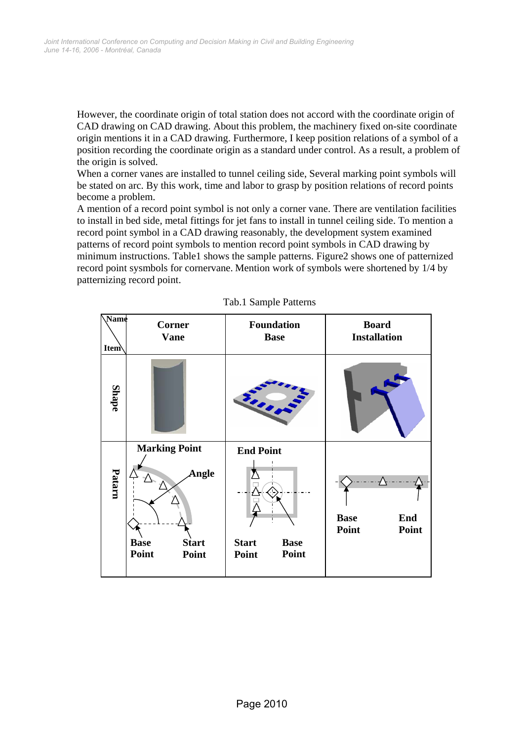However, the coordinate origin of total station does not accord with the coordinate origin of CAD drawing on CAD drawing. About this problem, the machinery fixed on-site coordinate origin mentions it in a CAD drawing. Furthermore, I keep position relations of a symbol of a position recording the coordinate origin as a standard under control. As a result, a problem of the origin is solved.

When a corner vanes are installed to tunnel ceiling side, Several marking point symbols will be stated on arc. By this work, time and labor to grasp by position relations of record points become a problem.

A mention of a record point symbol is not only a corner vane. There are ventilation facilities to install in bed side, metal fittings for jet fans to install in tunnel ceiling side. To mention a record point symbol in a CAD drawing reasonably, the development system examined patterns of record point symbols to mention record point symbols in CAD drawing by minimum instructions. Table1 shows the sample patterns. Figure2 shows one of patternized record point sysmbols for cornervane. Mention work of symbols were shortened by 1/4 by patternizing record point.

Tab.1 Sample Patterns

| Item \ Name | Corner Vane | Foundation Base | Board Installation |
|---|---|---|---|
| Shape | | | |
| Patarn | Marking Point, Angle, Base Point, Start Point | End Point, Start Point, Base Point | Base Point, End Point |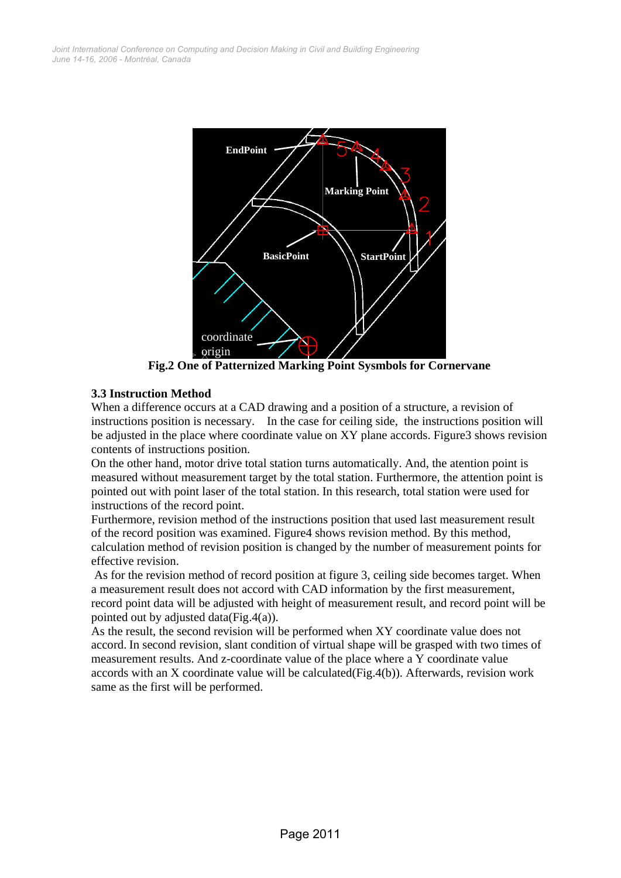**Fig.2 One of Patternized Marking Point Sysmbols for Cornervane**

### 3.3 Instruction Method

When a difference occurs at a CAD drawing and a position of a structure, a revision of instructions position is necessary. In the case for ceiling side, the instructions position will be adjusted in the place where coordinate value on XY plane accords. Figure3 shows revision contents of instructions position.

On the other hand, motor drive total station turns automatically. And, the atention point is measured without measurement target by the total station. Furthermore, the attention point is pointed out with point laser of the total station. In this research, total station were used for instructions of the record point.

Furthermore, revision method of the instructions position that used last measurement result of the record position was examined. Figure4 shows revision method. By this method, calculation method of revision position is changed by the number of measurement points for effective revision.

As for the revision method of record position at figure 3, ceiling side becomes target. When a measurement result does not accord with CAD information by the first measurement, record point data will be adjusted with height of measurement result, and record point will be pointed out by adjusted data(Fig.4(a)).

As the result, the second revision will be performed when XY coordinate value does not accord. In second revision, slant condition of virtual shape will be grasped with two times of measurement results. And z-coordinate value of the place where a Y coordinate value accords with an X coordinate value will be calculated(Fig.4(b)). Afterwards, revision work same as the first will be performed.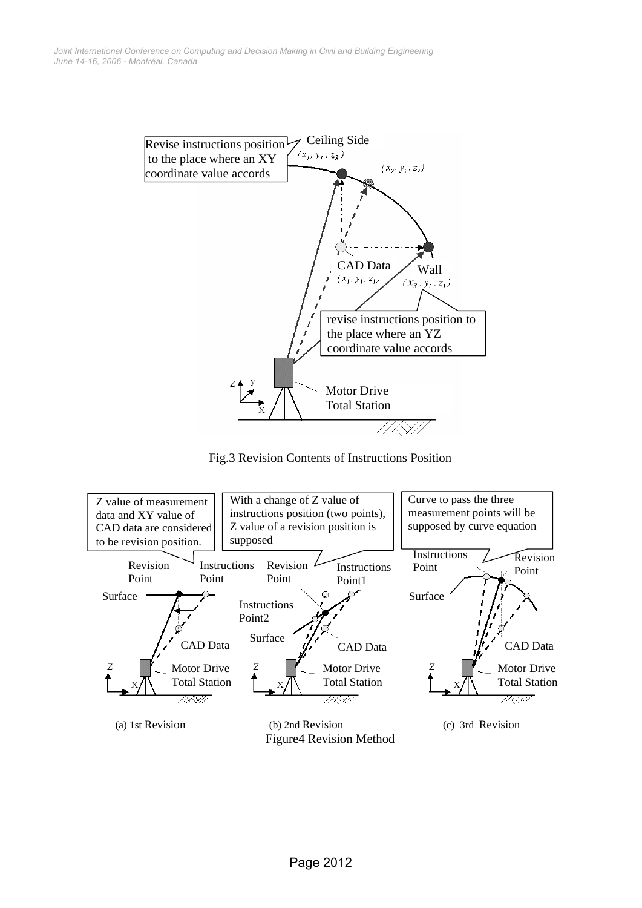Fig.3 Revision Contents of Instructions Position

(a) 1st Revision (b) 2nd Revision (c) 3rd Revision

Figure4 Revision Method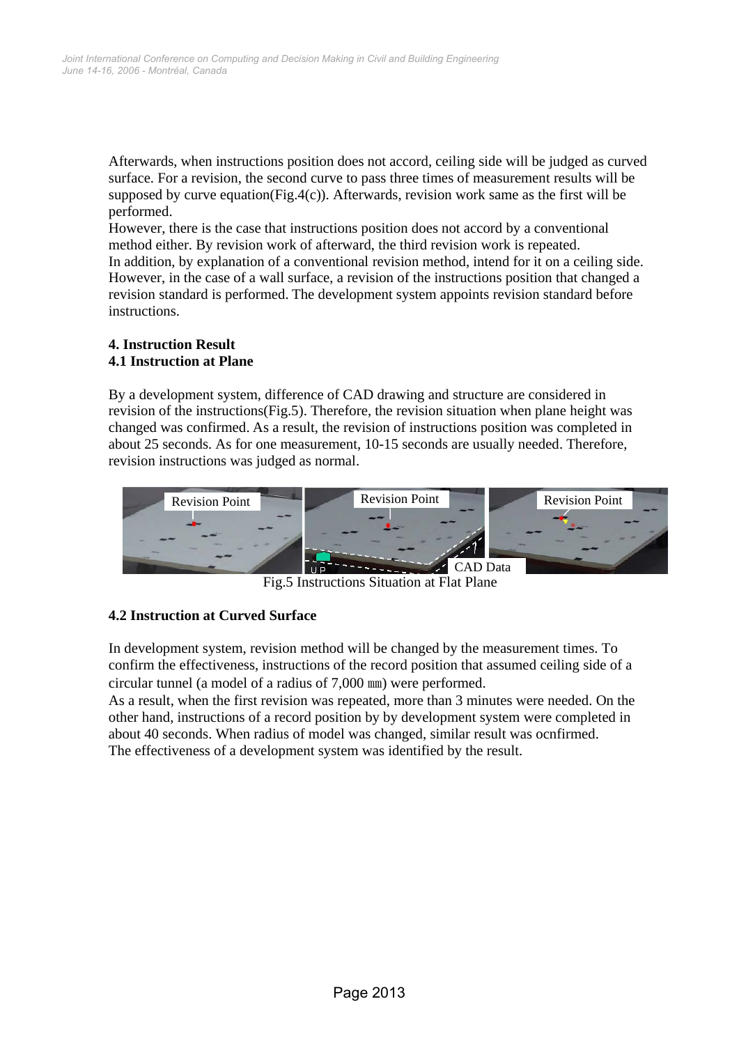Afterwards, when instructions position does not accord, ceiling side will be judged as curved surface. For a revision, the second curve to pass three times of measurement results will be supposed by curve equation(Fig.4(c)). Afterwards, revision work same as the first will be performed.
However, there is the case that instructions position does not accord by a conventional method either. By revision work of afterward, the third revision work is repeated.
In addition, by explanation of a conventional revision method, intend for it on a ceiling side. However, in the case of a wall surface, a revision of the instructions position that changed a revision standard is performed. The development system appoints revision standard before instructions.

**4. Instruction Result**
**4.1 Instruction at Plane**

By a development system, difference of CAD drawing and structure are considered in revision of the instructions(Fig.5). Therefore, the revision situation when plane height was changed was confirmed. As a result, the revision of instructions position was completed in about 25 seconds. As for one measurement, 10-15 seconds are usually needed. Therefore, revision instructions was judged as normal.

Revision Point | Revision Point | Revision Point | CAD Data

Fig.5 Instructions Situation at Flat Plane

**4.2 Instruction at Curved Surface**

In development system, revision method will be changed by the measurement times. To confirm the effectiveness, instructions of the record position that assumed ceiling side of a circular tunnel (a model of a radius of 7,000 ㎜) were performed.
As a result, when the first revision was repeated, more than 3 minutes were needed. On the other hand, instructions of a record position by by development system were completed in about 40 seconds. When radius of model was changed, similar result was ocnfirmed.
The effectiveness of a development system was identified by the result.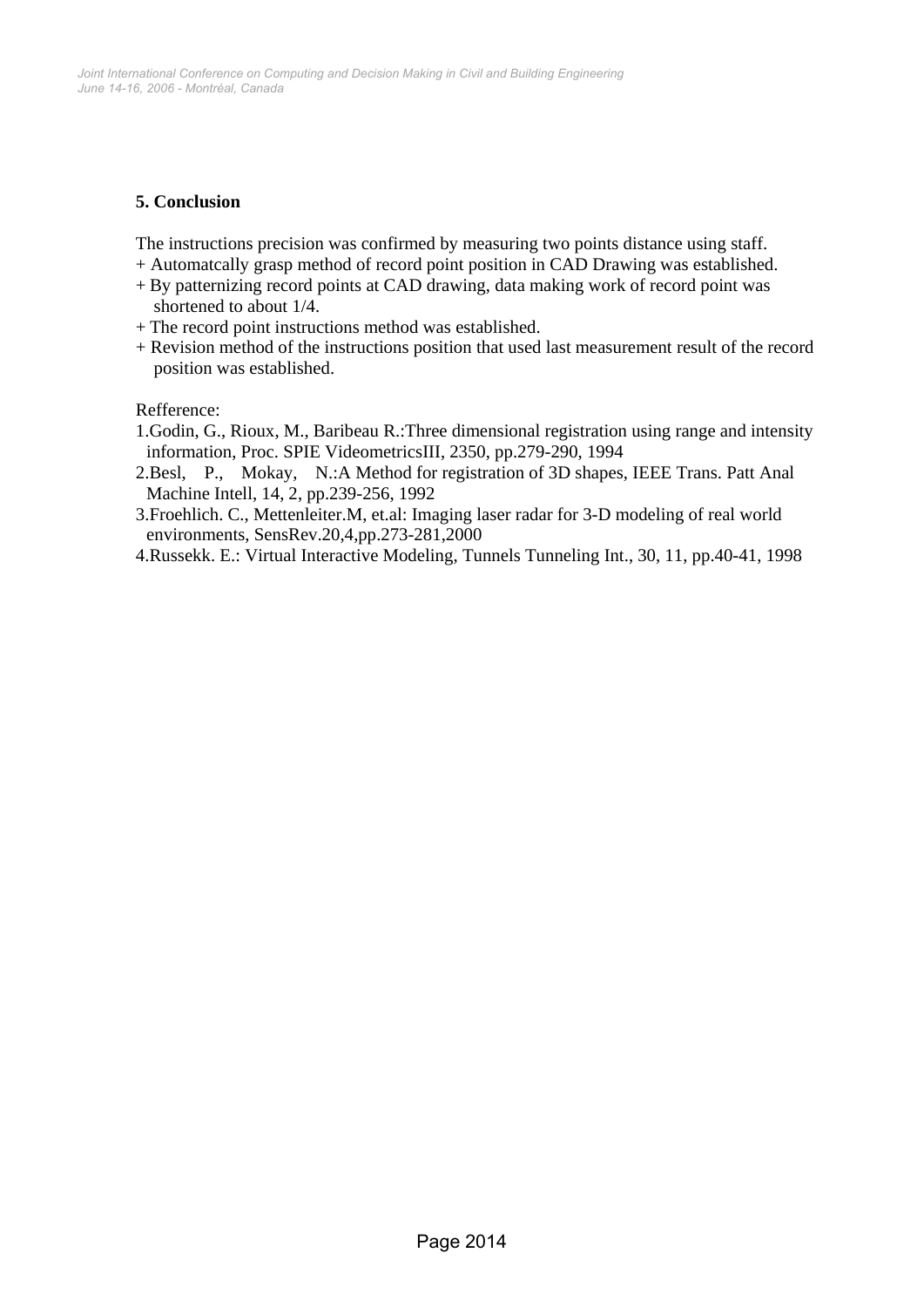## 5. Conclusion

The instructions precision was confirmed by measuring two points distance using staff.

+ Automatcally grasp method of record point position in CAD Drawing was established.
+ By patternizing record points at CAD drawing, data making work of record point was shortened to about 1/4.
+ The record point instructions method was established.
+ Revision method of the instructions position that used last measurement result of the record position was established.

Refference:

1. Godin, G., Rioux, M., Baribeau R.:Three dimensional registration using range and intensity information, Proc. SPIE VideometricsIII, 2350, pp.279-290, 1994
2. Besl, P., Mokay, N.:A Method for registration of 3D shapes, IEEE Trans. Patt Anal Machine Intell, 14, 2, pp.239-256, 1992
3. Froehlich. C., Mettenleiter.M, et.al: Imaging laser radar for 3-D modeling of real world environments, SensRev.20,4,pp.273-281,2000
4. Russekk. E.: Virtual Interactive Modeling, Tunnels Tunneling Int., 30, 11, pp.40-41, 1998